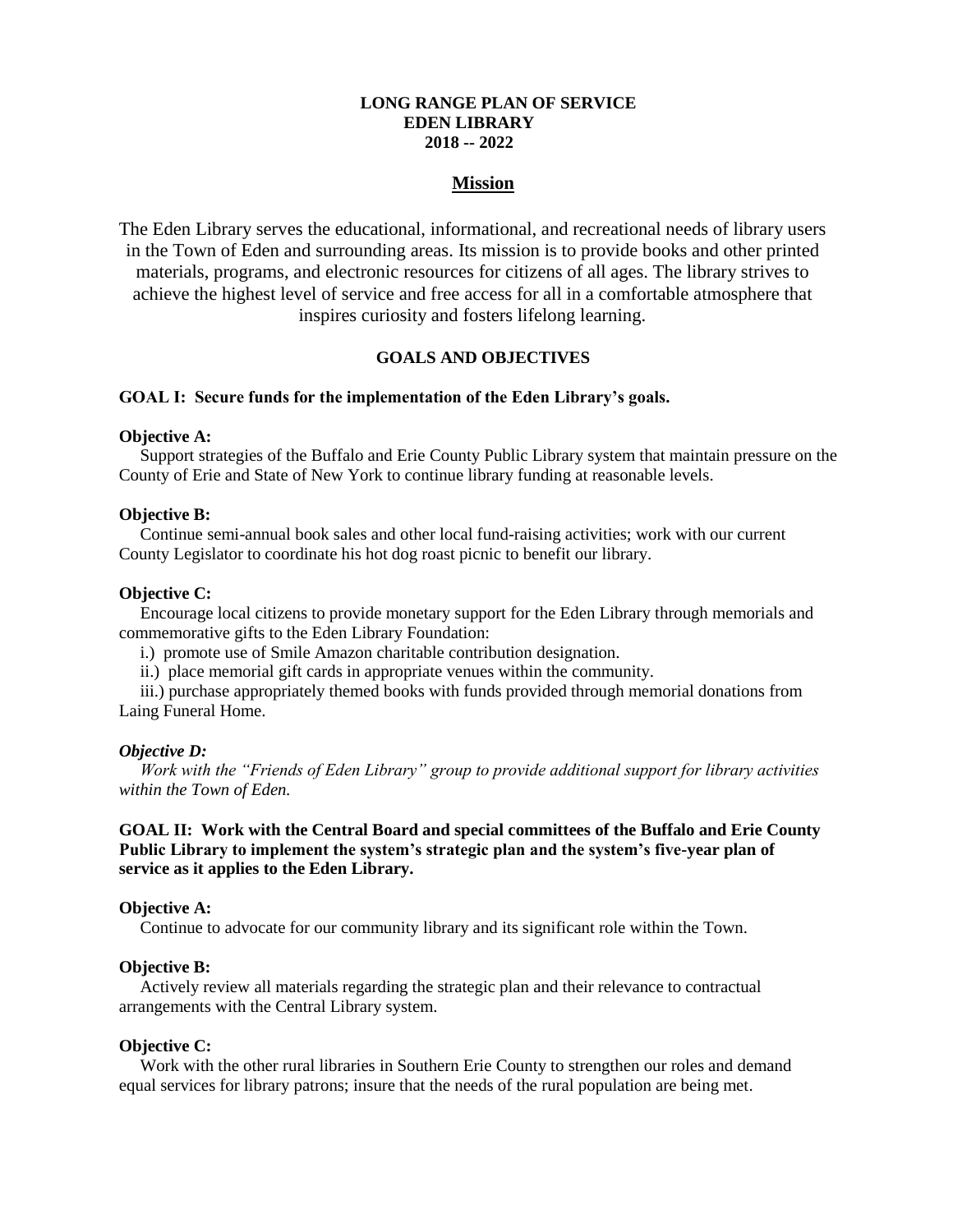# LONG RANGE PLAN OF SERVICE
# EDEN LIBRARY
# 2018 -- 2022

## Mission

The Eden Library serves the educational, informational, and recreational needs of library users in the Town of Eden and surrounding areas. Its mission is to provide books and other printed materials, programs, and electronic resources for citizens of all ages. The library strives to achieve the highest level of service and free access for all in a comfortable atmosphere that inspires curiosity and fosters lifelong learning.

## GOALS AND OBJECTIVES

### GOAL I: Secure funds for the implementation of the Eden Library's goals.

**Objective A:**

Support strategies of the Buffalo and Erie County Public Library system that maintain pressure on the County of Erie and State of New York to continue library funding at reasonable levels.

**Objective B:**

Continue semi-annual book sales and other local fund-raising activities; work with our current County Legislator to coordinate his hot dog roast picnic to benefit our library.

**Objective C:**

Encourage local citizens to provide monetary support for the Eden Library through memorials and commemorative gifts to the Eden Library Foundation:

i.) promote use of Smile Amazon charitable contribution designation.

ii.) place memorial gift cards in appropriate venues within the community.

iii.) purchase appropriately themed books with funds provided through memorial donations from Laing Funeral Home.

***Objective D:***

*Work with the "Friends of Eden Library" group to provide additional support for library activities within the Town of Eden.*

### GOAL II: Work with the Central Board and special committees of the Buffalo and Erie County Public Library to implement the system's strategic plan and the system's five-year plan of service as it applies to the Eden Library.

**Objective A:**

Continue to advocate for our community library and its significant role within the Town.

**Objective B:**

Actively review all materials regarding the strategic plan and their relevance to contractual arrangements with the Central Library system.

**Objective C:**

Work with the other rural libraries in Southern Erie County to strengthen our roles and demand equal services for library patrons; insure that the needs of the rural population are being met.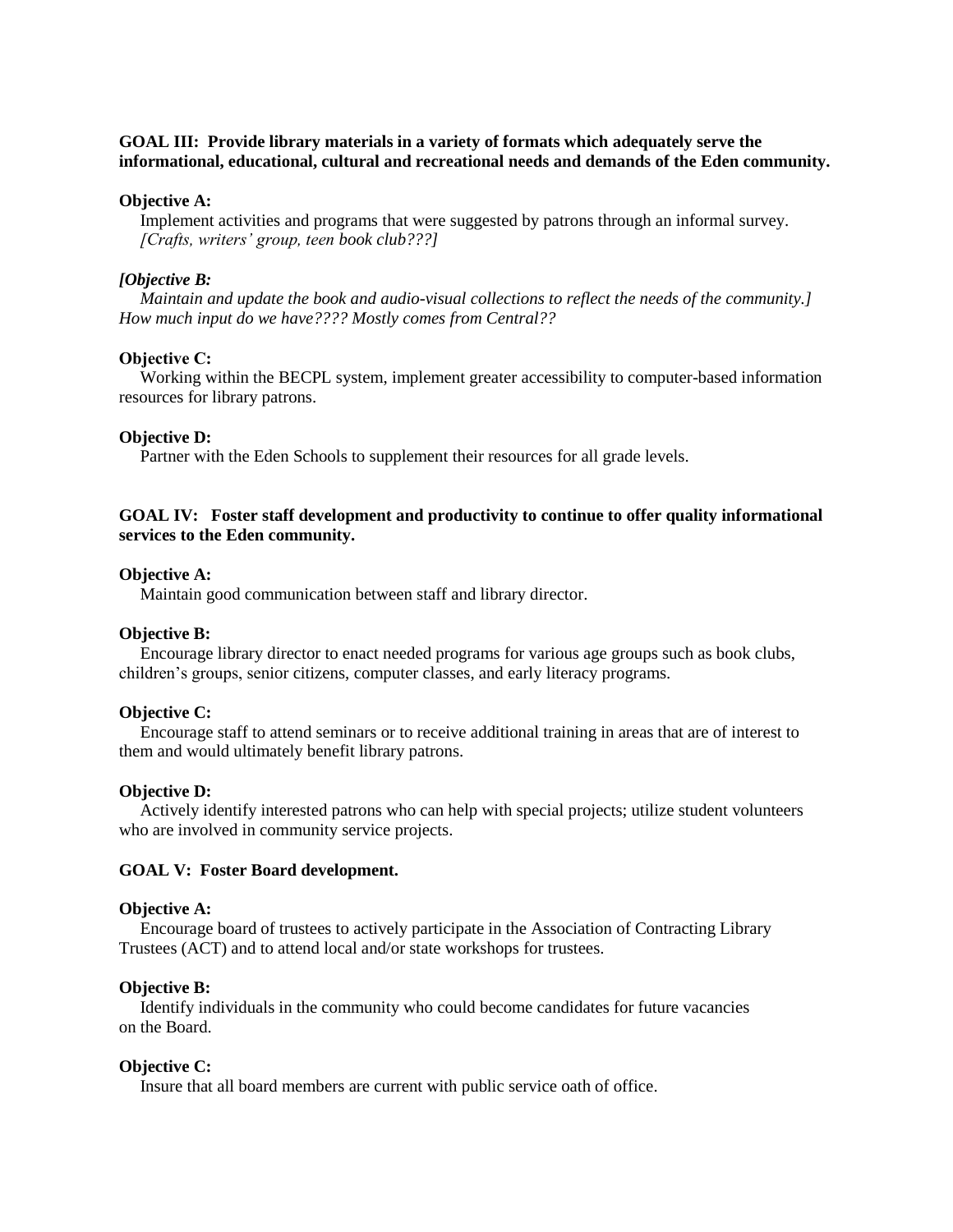**GOAL III: Provide library materials in a variety of formats which adequately serve the informational, educational, cultural and recreational needs and demands of the Eden community.**

**Objective A:**

Implement activities and programs that were suggested by patrons through an informal survey. *[Crafts, writers' group, teen book club???]*

***[Objective B:***

*Maintain and update the book and audio-visual collections to reflect the needs of the community.] How much input do we have???? Mostly comes from Central??*

**Objective C:**

Working within the BECPL system, implement greater accessibility to computer-based information resources for library patrons.

**Objective D:**

Partner with the Eden Schools to supplement their resources for all grade levels.

**GOAL IV: Foster staff development and productivity to continue to offer quality informational services to the Eden community.**

**Objective A:**

Maintain good communication between staff and library director.

**Objective B:**

Encourage library director to enact needed programs for various age groups such as book clubs, children's groups, senior citizens, computer classes, and early literacy programs.

**Objective C:**

Encourage staff to attend seminars or to receive additional training in areas that are of interest to them and would ultimately benefit library patrons.

**Objective D:**

Actively identify interested patrons who can help with special projects; utilize student volunteers who are involved in community service projects.

**GOAL V: Foster Board development.**

**Objective A:**

Encourage board of trustees to actively participate in the Association of Contracting Library Trustees (ACT) and to attend local and/or state workshops for trustees.

**Objective B:**

Identify individuals in the community who could become candidates for future vacancies on the Board.

**Objective C:**

Insure that all board members are current with public service oath of office.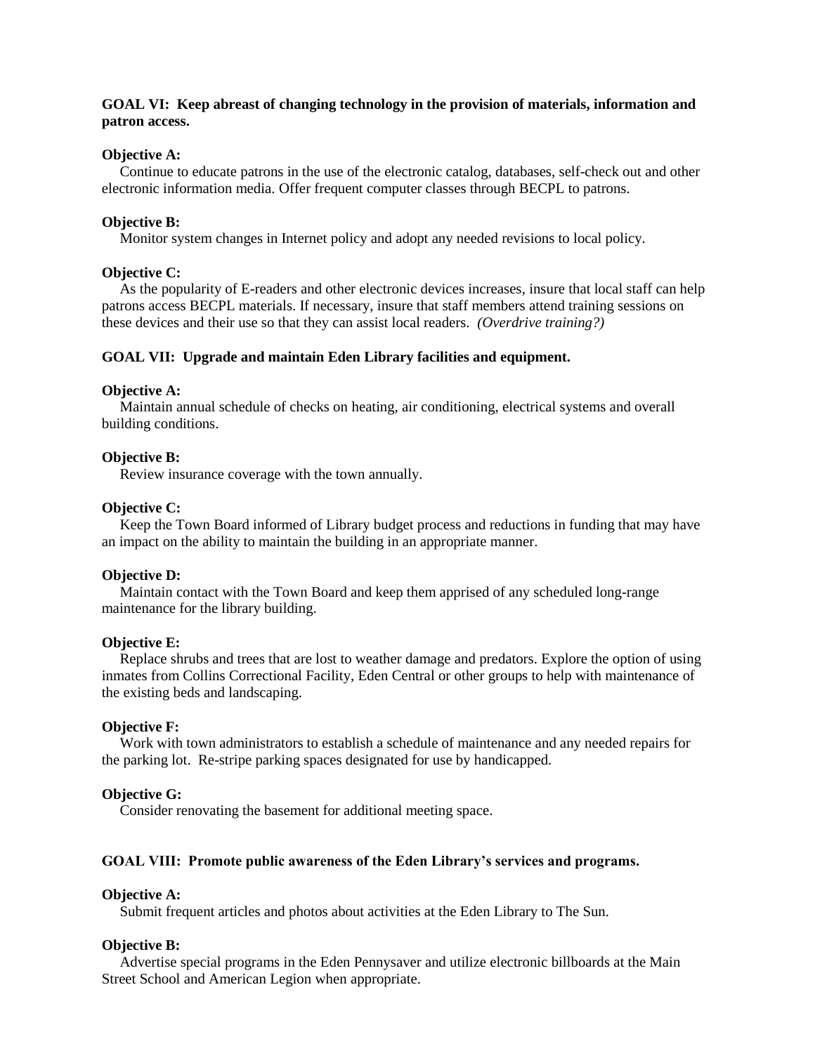**GOAL VI: Keep abreast of changing technology in the provision of materials, information and patron access.**

**Objective A:**

Continue to educate patrons in the use of the electronic catalog, databases, self-check out and other electronic information media. Offer frequent computer classes through BECPL to patrons.

**Objective B:**

Monitor system changes in Internet policy and adopt any needed revisions to local policy.

**Objective C:**

As the popularity of E-readers and other electronic devices increases, insure that local staff can help patrons access BECPL materials. If necessary, insure that staff members attend training sessions on these devices and their use so that they can assist local readers. *(Overdrive training?)*

**GOAL VII: Upgrade and maintain Eden Library facilities and equipment.**

**Objective A:**

Maintain annual schedule of checks on heating, air conditioning, electrical systems and overall building conditions.

**Objective B:**

Review insurance coverage with the town annually.

**Objective C:**

Keep the Town Board informed of Library budget process and reductions in funding that may have an impact on the ability to maintain the building in an appropriate manner.

**Objective D:**

Maintain contact with the Town Board and keep them apprised of any scheduled long-range maintenance for the library building.

**Objective E:**

Replace shrubs and trees that are lost to weather damage and predators. Explore the option of using inmates from Collins Correctional Facility, Eden Central or other groups to help with maintenance of the existing beds and landscaping.

**Objective F:**

Work with town administrators to establish a schedule of maintenance and any needed repairs for the parking lot. Re-stripe parking spaces designated for use by handicapped.

**Objective G:**

Consider renovating the basement for additional meeting space.

**GOAL VIII: Promote public awareness of the Eden Library's services and programs.**

**Objective A:**

Submit frequent articles and photos about activities at the Eden Library to The Sun.

**Objective B:**

Advertise special programs in the Eden Pennysaver and utilize electronic billboards at the Main Street School and American Legion when appropriate.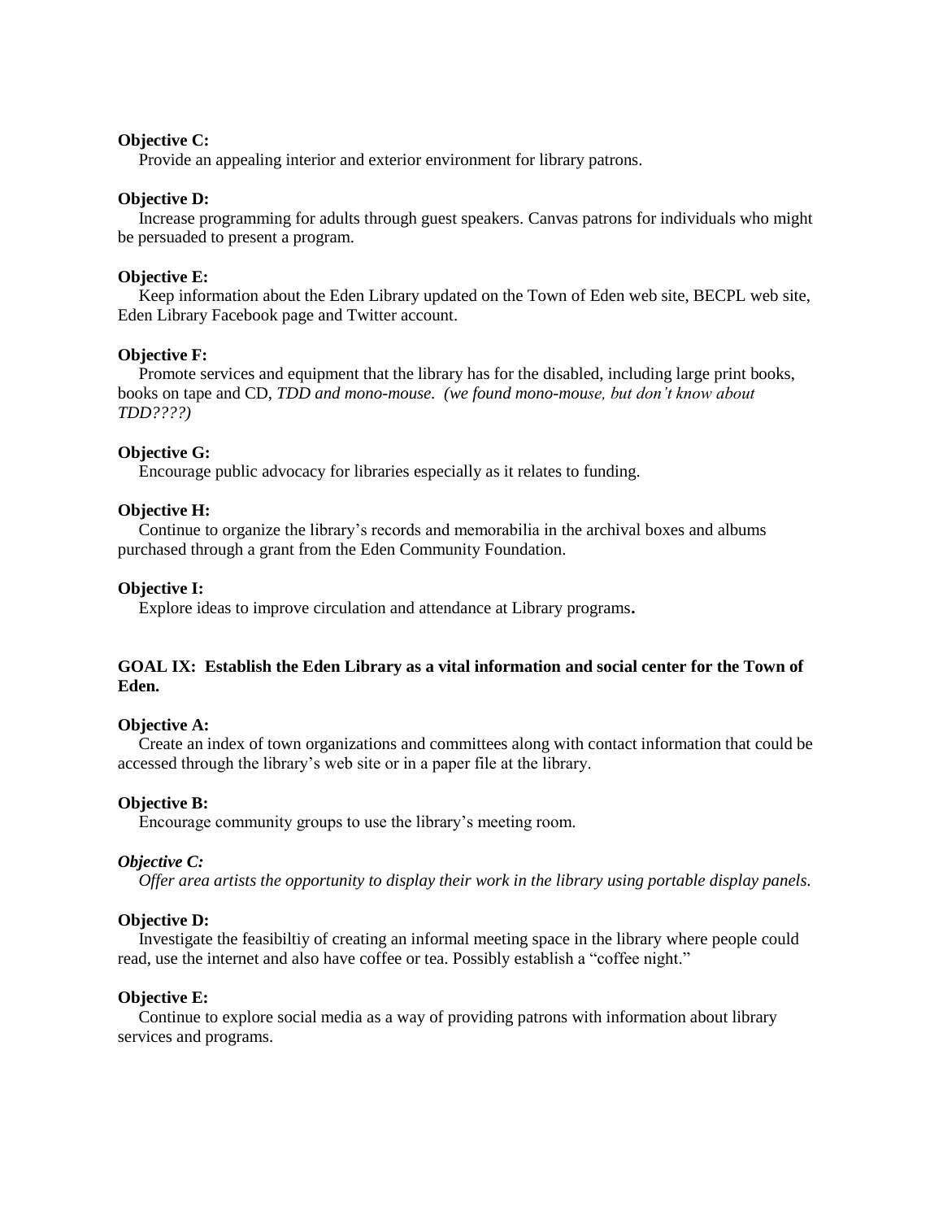**Objective C:**

Provide an appealing interior and exterior environment for library patrons.

**Objective D:**

Increase programming for adults through guest speakers. Canvas patrons for individuals who might be persuaded to present a program.

**Objective E:**

Keep information about the Eden Library updated on the Town of Eden web site, BECPL web site, Eden Library Facebook page and Twitter account.

**Objective F:**

Promote services and equipment that the library has for the disabled, including large print books, books on tape and CD, *TDD and mono-mouse. (we found mono-mouse, but don't know about TDD????)*

**Objective G:**

Encourage public advocacy for libraries especially as it relates to funding.

**Objective H:**

Continue to organize the library's records and memorabilia in the archival boxes and albums purchased through a grant from the Eden Community Foundation.

**Objective I:**

Explore ideas to improve circulation and attendance at Library programs**.**

**GOAL IX: Establish the Eden Library as a vital information and social center for the Town of Eden.**

**Objective A:**

Create an index of town organizations and committees along with contact information that could be accessed through the library's web site or in a paper file at the library.

**Objective B:**

Encourage community groups to use the library's meeting room.

***Objective C:***

*Offer area artists the opportunity to display their work in the library using portable display panels.*

**Objective D:**

Investigate the feasibiltiy of creating an informal meeting space in the library where people could read, use the internet and also have coffee or tea. Possibly establish a "coffee night."

**Objective E:**

Continue to explore social media as a way of providing patrons with information about library services and programs.